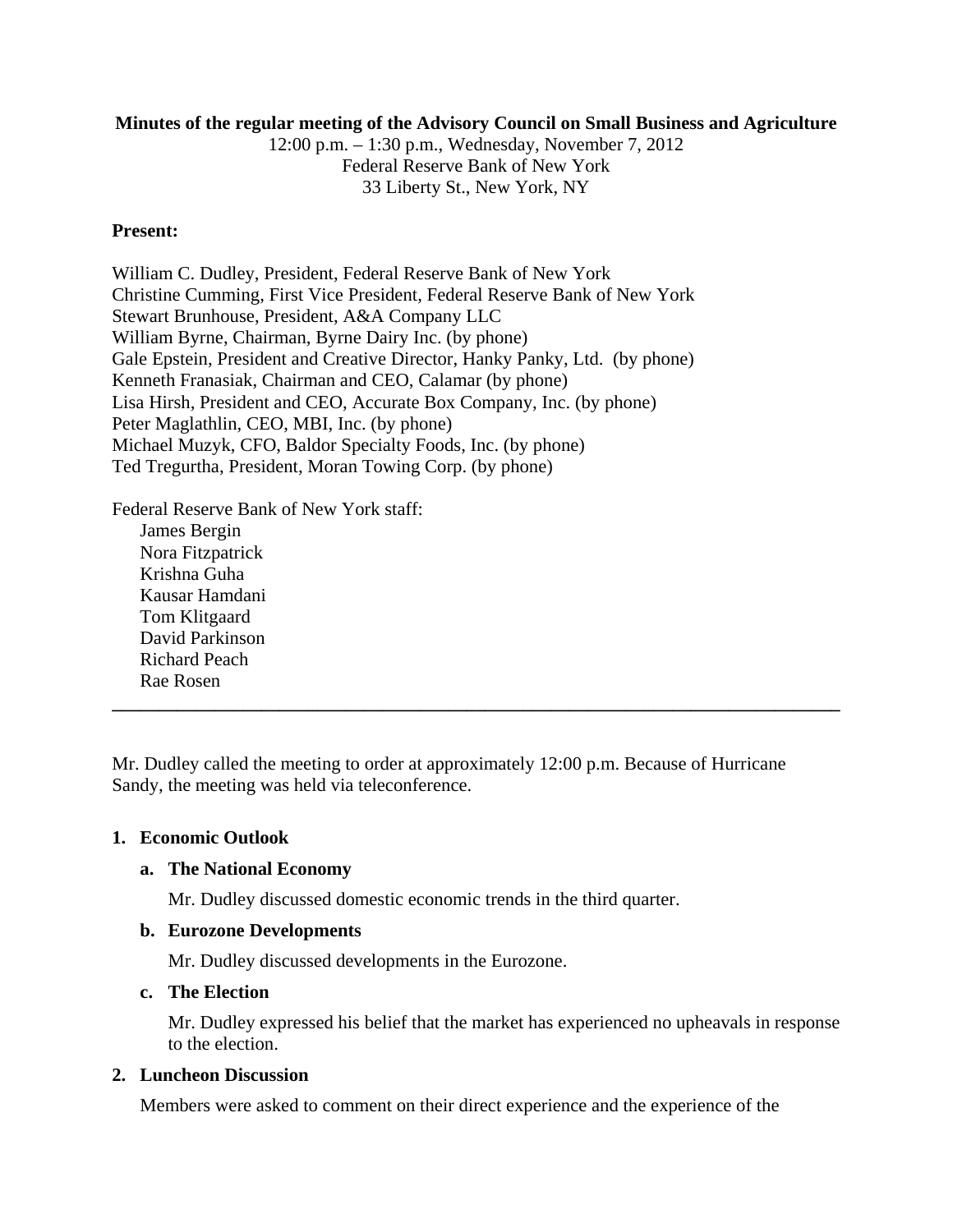**Minutes of the regular meeting of the Advisory Council on Small Business and Agriculture**

12:00 p.m. – 1:30 p.m., Wednesday, November 7, 2012
Federal Reserve Bank of New York
33 Liberty St., New York, NY

**Present:**

William C. Dudley, President, Federal Reserve Bank of New York
Christine Cumming, First Vice President, Federal Reserve Bank of New York
Stewart Brunhouse, President, A&A Company LLC
William Byrne, Chairman, Byrne Dairy Inc. (by phone)
Gale Epstein, President and Creative Director, Hanky Panky, Ltd. (by phone)
Kenneth Franasiak, Chairman and CEO, Calamar (by phone)
Lisa Hirsh, President and CEO, Accurate Box Company, Inc. (by phone)
Peter Maglathlin, CEO, MBI, Inc. (by phone)
Michael Muzyk, CFO, Baldor Specialty Foods, Inc. (by phone)
Ted Tregurtha, President, Moran Towing Corp. (by phone)

Federal Reserve Bank of New York staff:

- James Bergin
- Nora Fitzpatrick
- Krishna Guha
- Kausar Hamdani
- Tom Klitgaard
- David Parkinson
- Richard Peach
- Rae Rosen

---

Mr. Dudley called the meeting to order at approximately 12:00 p.m. Because of Hurricane Sandy, the meeting was held via teleconference.

1. **Economic Outlook**

   a. **The National Economy**

      Mr. Dudley discussed domestic economic trends in the third quarter.

   b. **Eurozone Developments**

      Mr. Dudley discussed developments in the Eurozone.

   c. **The Election**

      Mr. Dudley expressed his belief that the market has experienced no upheavals in response to the election.

2. **Luncheon Discussion**

   Members were asked to comment on their direct experience and the experience of the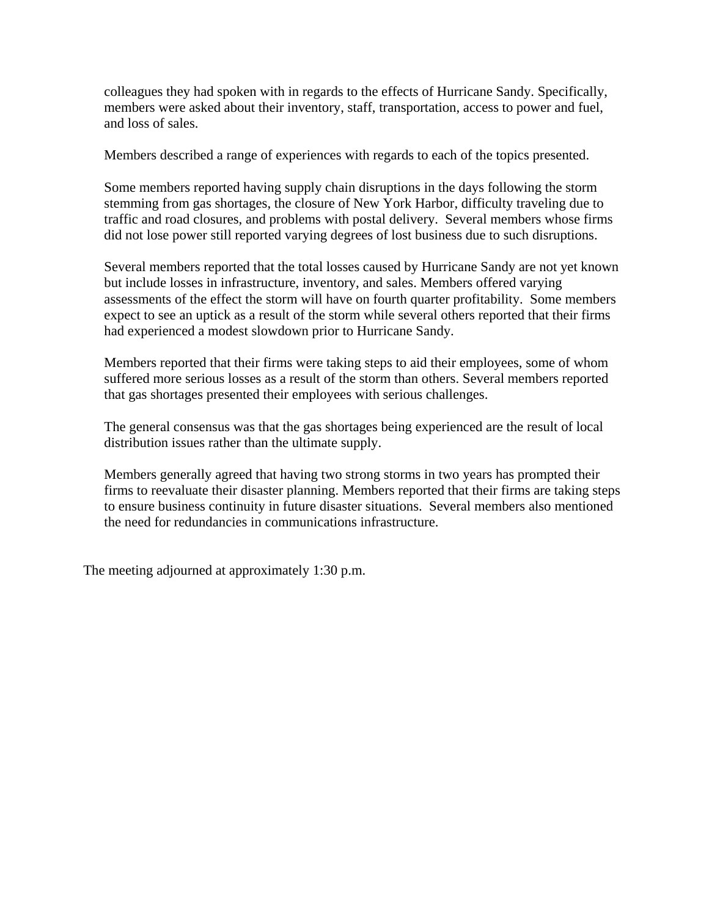colleagues they had spoken with in regards to the effects of Hurricane Sandy. Specifically, members were asked about their inventory, staff, transportation, access to power and fuel, and loss of sales.

Members described a range of experiences with regards to each of the topics presented.

Some members reported having supply chain disruptions in the days following the storm stemming from gas shortages, the closure of New York Harbor, difficulty traveling due to traffic and road closures, and problems with postal delivery. Several members whose firms did not lose power still reported varying degrees of lost business due to such disruptions.

Several members reported that the total losses caused by Hurricane Sandy are not yet known but include losses in infrastructure, inventory, and sales. Members offered varying assessments of the effect the storm will have on fourth quarter profitability. Some members expect to see an uptick as a result of the storm while several others reported that their firms had experienced a modest slowdown prior to Hurricane Sandy.

Members reported that their firms were taking steps to aid their employees, some of whom suffered more serious losses as a result of the storm than others. Several members reported that gas shortages presented their employees with serious challenges.

The general consensus was that the gas shortages being experienced are the result of local distribution issues rather than the ultimate supply.

Members generally agreed that having two strong storms in two years has prompted their firms to reevaluate their disaster planning. Members reported that their firms are taking steps to ensure business continuity in future disaster situations. Several members also mentioned the need for redundancies in communications infrastructure.

The meeting adjourned at approximately 1:30 p.m.